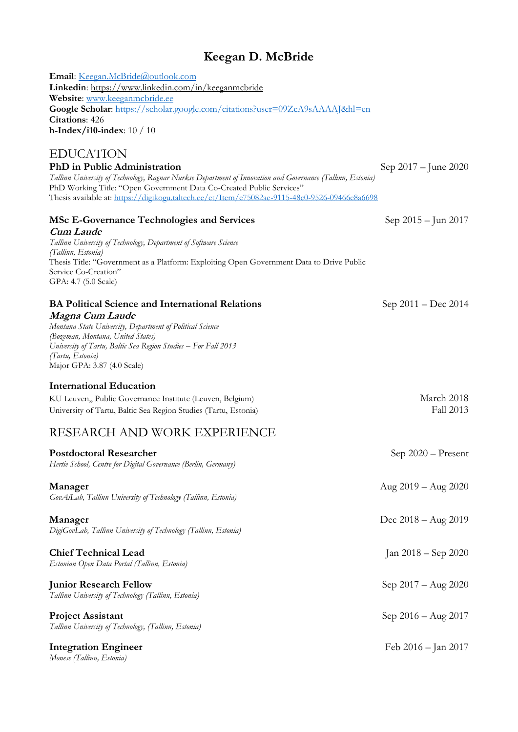# Keegan D. McBride

**Email**: Keegan.McBride@outlook.com
**Linkedin**: https://www.linkedin.com/in/keeganmcbride
**Website**: www.keeganmcbride.ee
**Google Scholar**: https://scholar.google.com/citations?user=09ZcA9sAAAAJ&hl=en
**Citations**: 426
**h-Index/i10-index**: 10 / 10

## EDUCATION

**PhD in Public Administration** — Sep 2017 – June 2020
*Tallinn University of Technology, Ragnar Nurkse Department of Innovation and Governance (Tallinn, Estonia)*
PhD Working Title: "Open Government Data Co-Created Public Services"
Thesis available at: https://digikogu.taltech.ee/et/Item/e75082ae-9115-48c0-9526-09466e8a6698

**MSc E-Governance Technologies and Services** — Sep 2015 – Jun 2017
***Cum Laude***
*Tallinn University of Technology, Department of Software Science (Tallinn, Estonia)*
Thesis Title: "Government as a Platform: Exploiting Open Government Data to Drive Public Service Co-Creation"
GPA: 4.7 (5.0 Scale)

**BA Political Science and International Relations** — Sep 2011 – Dec 2014
***Magna Cum Laude***
*Montana State University, Department of Political Science (Bozeman, Montana, United States)*
*University of Tartu, Baltic Sea Region Studies – For Fall 2013 (Tartu, Estonia)*
Major GPA: 3.87 (4.0 Scale)

**International Education**
KU Leuven,, Public Governance Institute (Leuven, Belgium) — March 2018
University of Tartu, Baltic Sea Region Studies (Tartu, Estonia) — Fall 2013

## RESEARCH AND WORK EXPERIENCE

**Postdoctoral Researcher** — Sep 2020 – Present
*Hertie School, Centre for Digital Governance (Berlin, Germany)*

**Manager** — Aug 2019 – Aug 2020
*GovAiLab, Tallinn University of Technology (Tallinn, Estonia)*

**Manager** — Dec 2018 – Aug 2019
*DigiGovLab, Tallinn University of Technology (Tallinn, Estonia)*

**Chief Technical Lead** — Jan 2018 – Sep 2020
*Estonian Open Data Portal (Tallinn, Estonia)*

**Junior Research Fellow** — Sep 2017 – Aug 2020
*Tallinn University of Technology (Tallinn, Estonia)*

**Project Assistant** — Sep 2016 – Aug 2017
*Tallinn University of Technology, (Tallinn, Estonia)*

**Integration Engineer** — Feb 2016 – Jan 2017
*Monese (Tallinn, Estonia)*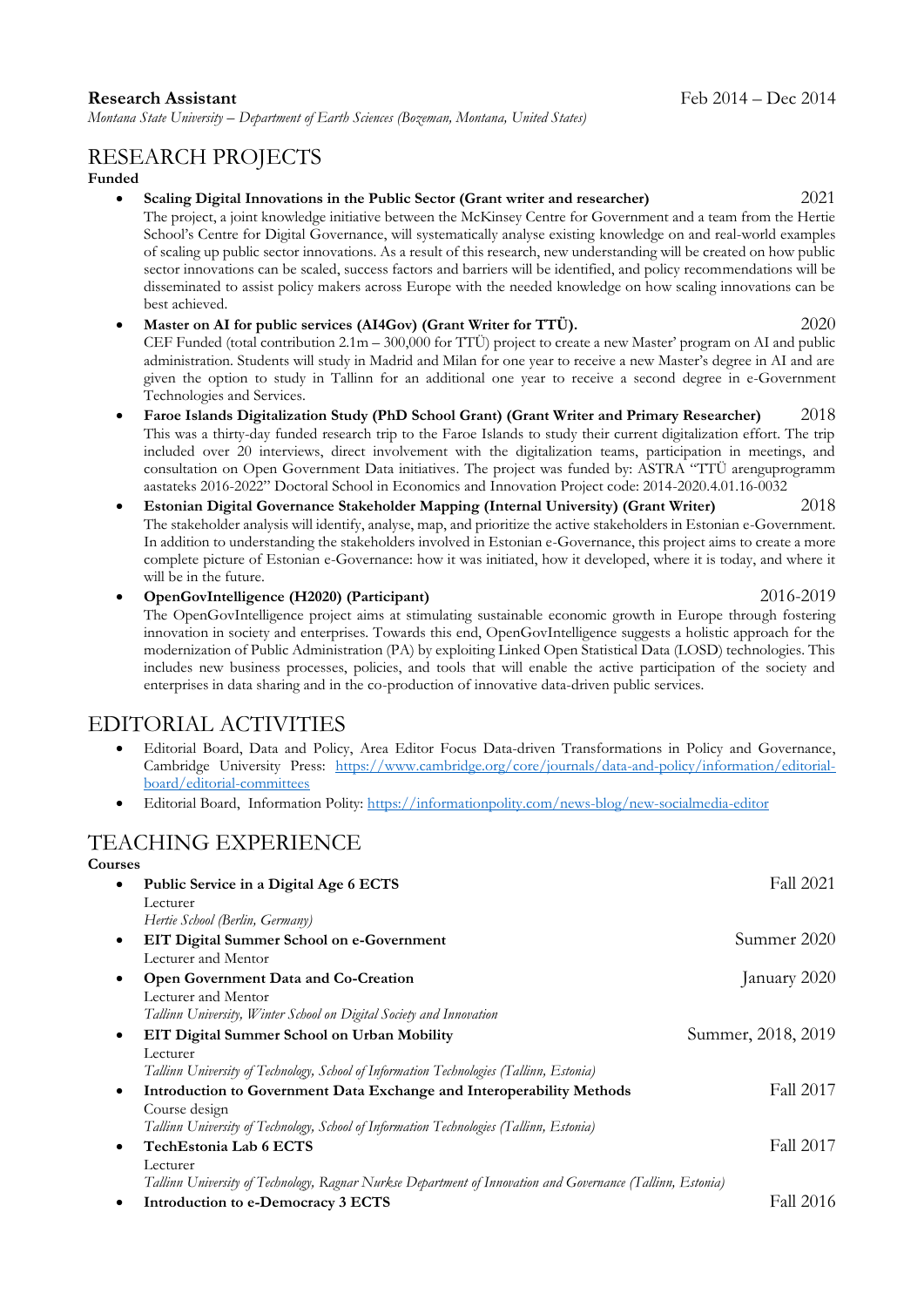**Research Assistant** Feb 2014 – Dec 2014
*Montana State University – Department of Earth Sciences (Bozeman, Montana, United States)*

# RESEARCH PROJECTS

**Funded**

- **Scaling Digital Innovations in the Public Sector (Grant writer and researcher)** 2021
  The project, a joint knowledge initiative between the McKinsey Centre for Government and a team from the Hertie School's Centre for Digital Governance, will systematically analyse existing knowledge on and real-world examples of scaling up public sector innovations. As a result of this research, new understanding will be created on how public sector innovations can be scaled, success factors and barriers will be identified, and policy recommendations will be disseminated to assist policy makers across Europe with the needed knowledge on how scaling innovations can be best achieved.
- **Master on AI for public services (AI4Gov) (Grant Writer for TTÜ).** 2020
  CEF Funded (total contribution 2.1m – 300,000 for TTÜ) project to create a new Master' program on AI and public administration. Students will study in Madrid and Milan for one year to receive a new Master's degree in AI and are given the option to study in Tallinn for an additional one year to receive a second degree in e-Government Technologies and Services.
- **Faroe Islands Digitalization Study (PhD School Grant) (Grant Writer and Primary Researcher)** 2018
  This was a thirty-day funded research trip to the Faroe Islands to study their current digitalization effort. The trip included over 20 interviews, direct involvement with the digitalization teams, participation in meetings, and consultation on Open Government Data initiatives. The project was funded by: ASTRA "TTÜ arenguprogramm aastateks 2016-2022" Doctoral School in Economics and Innovation Project code: 2014-2020.4.01.16-0032
- **Estonian Digital Governance Stakeholder Mapping (Internal University) (Grant Writer)** 2018
  The stakeholder analysis will identify, analyse, map, and prioritize the active stakeholders in Estonian e-Government. In addition to understanding the stakeholders involved in Estonian e-Governance, this project aims to create a more complete picture of Estonian e-Governance: how it was initiated, how it developed, where it is today, and where it will be in the future.
- **OpenGovIntelligence (H2020) (Participant)** 2016-2019
  The OpenGovIntelligence project aims at stimulating sustainable economic growth in Europe through fostering innovation in society and enterprises. Towards this end, OpenGovIntelligence suggests a holistic approach for the modernization of Public Administration (PA) by exploiting Linked Open Statistical Data (LOSD) technologies. This includes new business processes, policies, and tools that will enable the active participation of the society and enterprises in data sharing and in the co-production of innovative data-driven public services.

# EDITORIAL ACTIVITIES

- Editorial Board, Data and Policy, Area Editor Focus Data-driven Transformations in Policy and Governance, Cambridge University Press: https://www.cambridge.org/core/journals/data-and-policy/information/editorial-board/editorial-committees
- Editorial Board, Information Polity: https://informationpolity.com/news-blog/new-socialmedia-editor

# TEACHING EXPERIENCE

**Courses**

- **Public Service in a Digital Age 6 ECTS** Fall 2021
  Lecturer
  *Hertie School (Berlin, Germany)*
- **EIT Digital Summer School on e-Government** Summer 2020
  Lecturer and Mentor
- **Open Government Data and Co-Creation** January 2020
  Lecturer and Mentor
  *Tallinn University, Winter School on Digital Society and Innovation*
- **EIT Digital Summer School on Urban Mobility** Summer, 2018, 2019
  Lecturer
  *Tallinn University of Technology, School of Information Technologies (Tallinn, Estonia)*
- **Introduction to Government Data Exchange and Interoperability Methods** Fall 2017
  Course design
  *Tallinn University of Technology, School of Information Technologies (Tallinn, Estonia)*
- **TechEstonia Lab 6 ECTS** Fall 2017
  Lecturer
  *Tallinn University of Technology, Ragnar Nurkse Department of Innovation and Governance (Tallinn, Estonia)*
- **Introduction to e-Democracy 3 ECTS** Fall 2016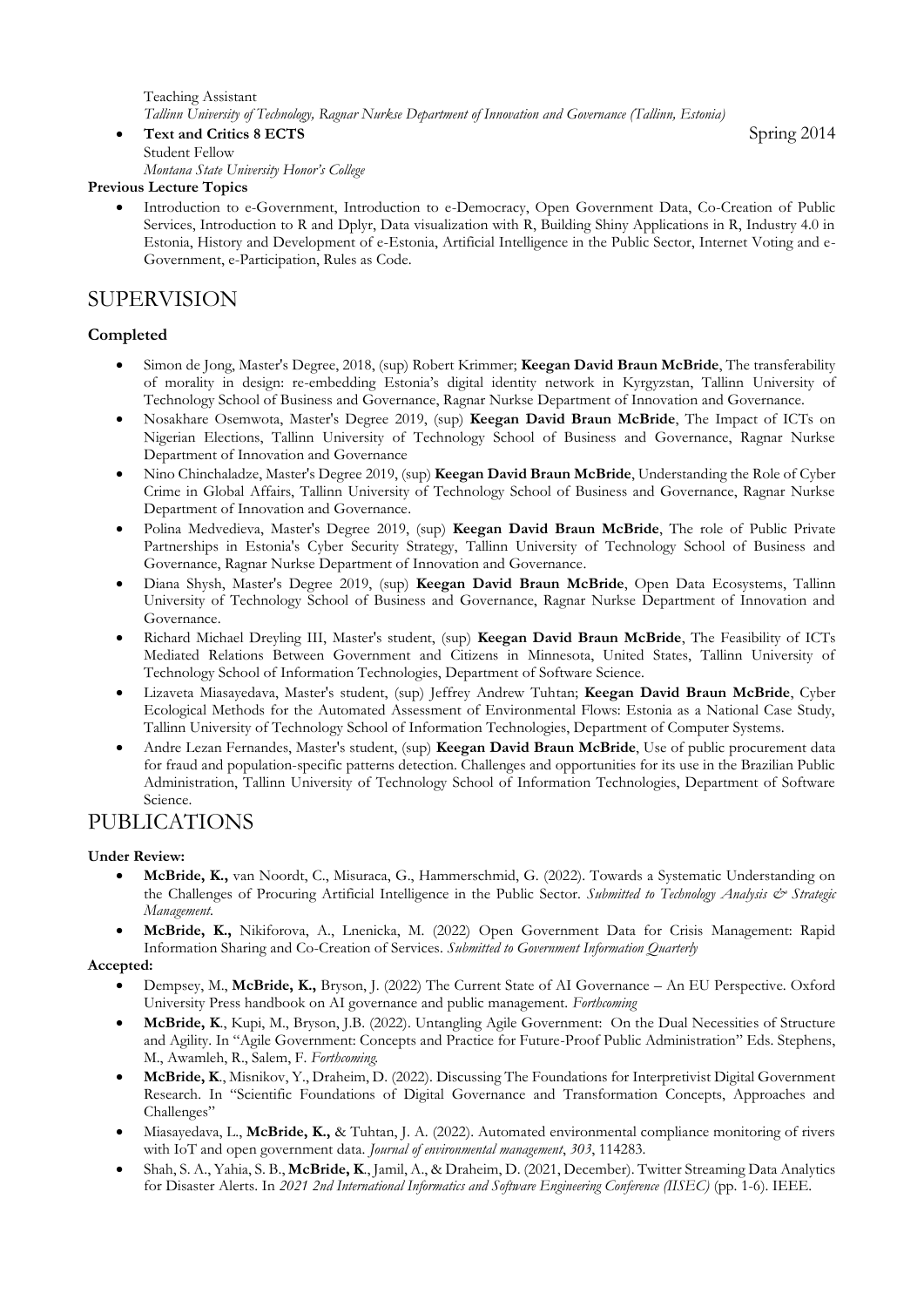Teaching Assistant
*Tallinn University of Technology, Ragnar Nurkse Department of Innovation and Governance (Tallinn, Estonia)*

- **Text and Critics 8 ECTS** Spring 2014
  Student Fellow
  *Montana State University Honor's College*

**Previous Lecture Topics**

- Introduction to e-Government, Introduction to e-Democracy, Open Government Data, Co-Creation of Public Services, Introduction to R and Dplyr, Data visualization with R, Building Shiny Applications in R, Industry 4.0 in Estonia, History and Development of e-Estonia, Artificial Intelligence in the Public Sector, Internet Voting and e-Government, e-Participation, Rules as Code.

# SUPERVISION

### Completed

- Simon de Jong, Master's Degree, 2018, (sup) Robert Krimmer; **Keegan David Braun McBride**, The transferability of morality in design: re-embedding Estonia's digital identity network in Kyrgyzstan, Tallinn University of Technology School of Business and Governance, Ragnar Nurkse Department of Innovation and Governance.
- Nosakhare Osemwota, Master's Degree 2019, (sup) **Keegan David Braun McBride**, The Impact of ICTs on Nigerian Elections, Tallinn University of Technology School of Business and Governance, Ragnar Nurkse Department of Innovation and Governance
- Nino Chinchaladze, Master's Degree 2019, (sup) **Keegan David Braun McBride**, Understanding the Role of Cyber Crime in Global Affairs, Tallinn University of Technology School of Business and Governance, Ragnar Nurkse Department of Innovation and Governance.
- Polina Medvedieva, Master's Degree 2019, (sup) **Keegan David Braun McBride**, The role of Public Private Partnerships in Estonia's Cyber Security Strategy, Tallinn University of Technology School of Business and Governance, Ragnar Nurkse Department of Innovation and Governance.
- Diana Shysh, Master's Degree 2019, (sup) **Keegan David Braun McBride**, Open Data Ecosystems, Tallinn University of Technology School of Business and Governance, Ragnar Nurkse Department of Innovation and Governance.
- Richard Michael Dreyling III, Master's student, (sup) **Keegan David Braun McBride**, The Feasibility of ICTs Mediated Relations Between Government and Citizens in Minnesota, United States, Tallinn University of Technology School of Information Technologies, Department of Software Science.
- Lizaveta Miasayedava, Master's student, (sup) Jeffrey Andrew Tuhtan; **Keegan David Braun McBride**, Cyber Ecological Methods for the Automated Assessment of Environmental Flows: Estonia as a National Case Study, Tallinn University of Technology School of Information Technologies, Department of Computer Systems.
- Andre Lezan Fernandes, Master's student, (sup) **Keegan David Braun McBride**, Use of public procurement data for fraud and population-specific patterns detection. Challenges and opportunities for its use in the Brazilian Public Administration, Tallinn University of Technology School of Information Technologies, Department of Software Science.

# PUBLICATIONS

**Under Review:**

- **McBride, K.,** van Noordt, C., Misuraca, G., Hammerschmid, G. (2022). Towards a Systematic Understanding on the Challenges of Procuring Artificial Intelligence in the Public Sector. *Submitted to Technology Analysis & Strategic Management.*
- **McBride, K.,** Nikiforova, A., Lnenicka, M. (2022) Open Government Data for Crisis Management: Rapid Information Sharing and Co-Creation of Services. *Submitted to Government Information Quarterly*

**Accepted:**

- Dempsey, M., **McBride, K.,** Bryson, J. (2022) The Current State of AI Governance – An EU Perspective. Oxford University Press handbook on AI governance and public management. *Forthcoming*
- **McBride, K**., Kupi, M., Bryson, J.B. (2022). Untangling Agile Government: On the Dual Necessities of Structure and Agility. In "Agile Government: Concepts and Practice for Future-Proof Public Administration" Eds. Stephens, M., Awamleh, R., Salem, F. *Forthcoming.*
- **McBride, K**., Misnikov, Y., Draheim, D. (2022). Discussing The Foundations for Interpretivist Digital Government Research. In "Scientific Foundations of Digital Governance and Transformation Concepts, Approaches and Challenges"
- Miasayedava, L., **McBride, K.,** & Tuhtan, J. A. (2022). Automated environmental compliance monitoring of rivers with IoT and open government data. *Journal of environmental management*, *303*, 114283.
- Shah, S. A., Yahia, S. B., **McBride, K**., Jamil, A., & Draheim, D. (2021, December). Twitter Streaming Data Analytics for Disaster Alerts. In *2021 2nd International Informatics and Software Engineering Conference (IISEC)* (pp. 1-6). IEEE.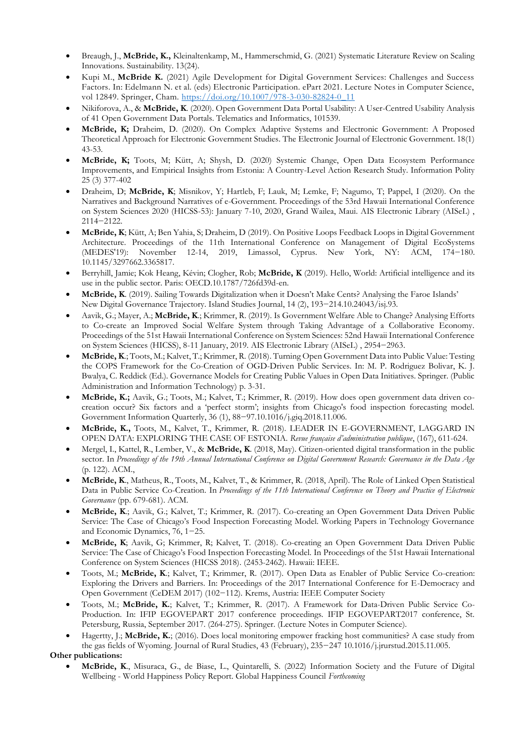- Breaugh, J., **McBride, K.,** Kleinaltenkamp, M., Hammerschmid, G. (2021) Systematic Literature Review on Scaling Innovations. Sustainability. 13(24).
- Kupi M., **McBride K.** (2021) Agile Development for Digital Government Services: Challenges and Success Factors. In: Edelmann N. et al. (eds) Electronic Participation. ePart 2021. Lecture Notes in Computer Science, vol 12849. Springer, Cham. https://doi.org/10.1007/978-3-030-82824-0_11
- Nikiforova, A., & **McBride, K**. (2020). Open Government Data Portal Usability: A User-Centred Usability Analysis of 41 Open Government Data Portals. Telematics and Informatics, 101539.
- **McBride, K;** Draheim, D. (2020). On Complex Adaptive Systems and Electronic Government: A Proposed Theoretical Approach for Electronic Government Studies. The Electronic Journal of Electronic Government. 18(1) 43-53.
- **McBride, K;** Toots, M; Kütt, A; Shysh, D. (2020) Systemic Change, Open Data Ecosystem Performance Improvements, and Empirical Insights from Estonia: A Country-Level Action Research Study. Information Polity 25 (3) 377-402
- Draheim, D; **McBride, K**; Misnikov, Y; Hartleb, F; Lauk, M; Lemke, F; Nagumo, T; Pappel, I (2020). On the Narratives and Background Narratives of e-Government. Proceedings of the 53rd Hawaii International Conference on System Sciences 2020 (HICSS-53): January 7-10, 2020, Grand Wailea, Maui. AIS Electronic Library (AISeL) , 2114−2122.
- **McBride, K**; Kütt, A; Ben Yahia, S; Draheim, D (2019). On Positive Loops Feedback Loops in Digital Government Architecture. Proceedings of the 11th International Conference on Management of Digital EcoSystems (MEDES'19): November 12-14, 2019, Limassol, Cyprus. New York, NY: ACM, 174−180. 10.1145/3297662.3365817.
- Berryhill, Jamie; Kok Heang, Kévin; Clogher, Rob; **McBride, K** (2019). Hello, World: Artificial intelligence and its use in the public sector. Paris: OECD.10.1787/726fd39d-en.
- **McBride, K**. (2019). Sailing Towards Digitalization when it Doesn't Make Cents? Analysing the Faroe Islands' New Digital Governance Trajectory. Island Studies Journal, 14 (2), 193−214.10.24043/isj.93.
- Aavik, G.; Mayer, A.; **McBride, K**.; Krimmer, R. (2019). Is Government Welfare Able to Change? Analysing Efforts to Co-create an Improved Social Welfare System through Taking Advantage of a Collaborative Economy. Proceedings of the 51st Hawaii International Conference on System Sciences: 52nd Hawaii International Conference on System Sciences (HICSS), 8-11 January, 2019. AIS Electronic Library (AISeL) , 2954−2963.
- **McBride, K**.; Toots, M.; Kalvet, T.; Krimmer, R. (2018). Turning Open Government Data into Public Value: Testing the COPS Framework for the Co-Creation of OGD-Driven Public Services. In: M. P. Rodriguez Bolivar, K. J. Bwalya, C. Reddick (Ed.). Governance Models for Creating Public Values in Open Data Initiatives. Springer. (Public Administration and Information Technology) p. 3-31.
- **McBride, K.;** Aavik, G.; Toots, M.; Kalvet, T.; Krimmer, R. (2019). How does open government data driven co-creation occur? Six factors and a 'perfect storm'; insights from Chicago's food inspection forecasting model. Government Information Quarterly, 36 (1), 88−97.10.1016/j.giq.2018.11.006.
- **McBride, K.,** Toots, M., Kalvet, T., Krimmer, R. (2018). LEADER IN E-GOVERNMENT, LAGGARD IN OPEN DATA: EXPLORING THE CASE OF ESTONIA. *Revue française d'administration publique*, (167), 611-624.
- Mergel, I., Kattel, R., Lember, V., & **McBride, K**. (2018, May). Citizen-oriented digital transformation in the public sector. In *Proceedings of the 19th Annual International Conference on Digital Government Research: Governance in the Data Age* (p. 122). ACM.,
- **McBride, K**., Matheus, R., Toots, M., Kalvet, T., & Krimmer, R. (2018, April). The Role of Linked Open Statistical Data in Public Service Co-Creation. In *Proceedings of the 11th International Conference on Theory and Practice of Electronic Governance* (pp. 679-681). ACM.
- **McBride, K**.; Aavik, G.; Kalvet, T.; Krimmer, R. (2017). Co-creating an Open Government Data Driven Public Service: The Case of Chicago's Food Inspection Forecasting Model. Working Papers in Technology Governance and Economic Dynamics, 76, 1−25.
- **McBride, K**; Aavik, G; Krimmer, R; Kalvet, T. (2018). Co-creating an Open Government Data Driven Public Service: The Case of Chicago's Food Inspection Forecasting Model. In Proceedings of the 51st Hawaii International Conference on System Sciences (HICSS 2018). (2453-2462). Hawaii: IEEE.
- Toots, M.; **McBride, K**.; Kalvet, T.; Krimmer, R. (2017). Open Data as Enabler of Public Service Co-creation: Exploring the Drivers and Barriers. In: Proceedings of the 2017 International Conference for E-Democracy and Open Government (CeDEM 2017) (102−112). Krems, Austria: IEEE Computer Society
- Toots, M.; **McBride, K.**; Kalvet, T.; Krimmer, R. (2017). A Framework for Data-Driven Public Service Co-Production. In: IFIP EGOVEPART 2017 conference proceedings. IFIP EGOVEPART2017 conference, St. Petersburg, Russia, September 2017. (264-275). Springer. (Lecture Notes in Computer Science).
- Hagertty, J.; **McBride, K.**; (2016). Does local monitoring empower fracking host communities? A case study from the gas fields of Wyoming. Journal of Rural Studies, 43 (February), 235−247 10.1016/j.jrurstud.2015.11.005.

**Other publications:**

- **McBride, K**., Misuraca, G., de Biase, L., Quintarelli, S. (2022) Information Society and the Future of Digital Wellbeing - World Happiness Policy Report. Global Happiness Council *Forthcoming*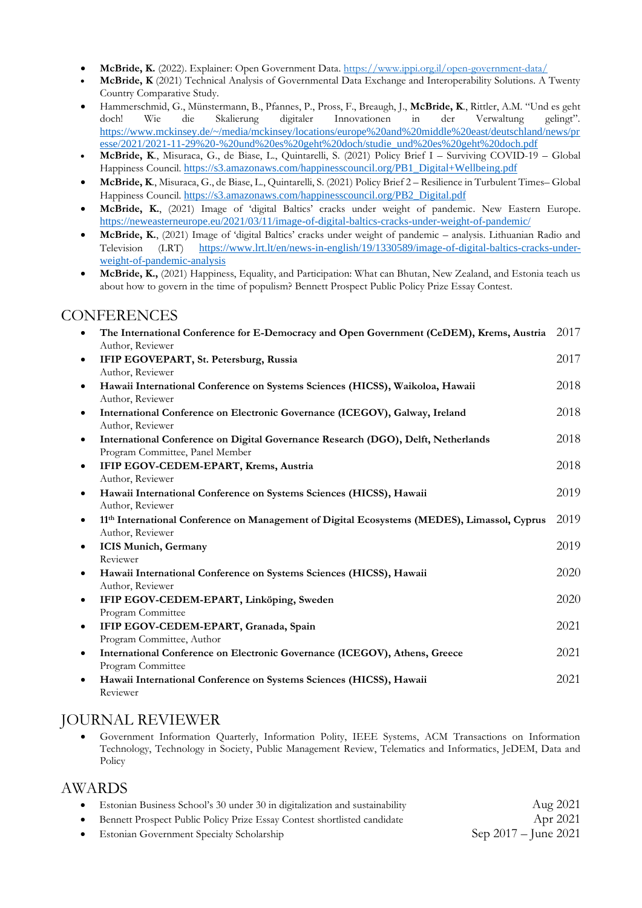- **McBride, K.** (2022). Explainer: Open Government Data. https://www.ippi.org.il/open-government-data/
- **McBride, K** (2021) Technical Analysis of Governmental Data Exchange and Interoperability Solutions. A Twenty Country Comparative Study.
- Hammerschmid, G., Münstermann, B., Pfannes, P., Pross, F., Breaugh, J., **McBride, K**., Rittler, A.M. "Und es geht doch! Wie die Skalierung digitaler Innovationen in der Verwaltung gelingt". https://www.mckinsey.de/~/media/mckinsey/locations/europe%20and%20middle%20east/deutschland/news/presse/2021/2021-11-29%20-%20und%20es%20geht%20doch/studie_und%20es%20geht%20doch.pdf
- **McBride, K**., Misuraca, G., de Biase, L., Quintarelli, S. (2021) Policy Brief 1 – Surviving COVID-19 – Global Happiness Council. https://s3.amazonaws.com/happinesscouncil.org/PB1_Digital+Wellbeing.pdf
- **McBride, K**., Misuraca, G., de Biase, L., Quintarelli, S. (2021) Policy Brief 2 – Resilience in Turbulent Times– Global Happiness Council. https://s3.amazonaws.com/happinesscouncil.org/PB2_Digital.pdf
- **McBride, K.**, (2021) Image of 'digital Baltics' cracks under weight of pandemic. New Eastern Europe. https://neweasterneurope.eu/2021/03/11/image-of-digital-baltics-cracks-under-weight-of-pandemic/
- **McBride, K.**, (2021) Image of 'digital Baltics' cracks under weight of pandemic – analysis. Lithuanian Radio and Television (LRT) https://www.lrt.lt/en/news-in-english/19/1330589/image-of-digital-baltics-cracks-under-weight-of-pandemic-analysis
- **McBride, K.,** (2021) Happiness, Equality, and Participation: What can Bhutan, New Zealand, and Estonia teach us about how to govern in the time of populism? Bennett Prospect Public Policy Prize Essay Contest.

## CONFERENCES

- **The International Conference for E-Democracy and Open Government (CeDEM), Krems, Austria** — 2017
  Author, Reviewer
- **IFIP EGOVEPART, St. Petersburg, Russia** — 2017
  Author, Reviewer
- **Hawaii International Conference on Systems Sciences (HICSS), Waikoloa, Hawaii** — 2018
  Author, Reviewer
- **International Conference on Electronic Governance (ICEGOV), Galway, Ireland** — 2018
  Author, Reviewer
- **International Conference on Digital Governance Research (DGO), Delft, Netherlands** — 2018
  Program Committee, Panel Member
- **IFIP EGOV-CEDEM-EPART, Krems, Austria** — 2018
  Author, Reviewer
- **Hawaii International Conference on Systems Sciences (HICSS), Hawaii** — 2019
  Author, Reviewer
- **11th International Conference on Management of Digital Ecosystems (MEDES), Limassol, Cyprus** — 2019
  Author, Reviewer
- **ICIS Munich, Germany** — 2019
  Reviewer
- **Hawaii International Conference on Systems Sciences (HICSS), Hawaii** — 2020
  Author, Reviewer
- **IFIP EGOV-CEDEM-EPART, Linköping, Sweden** — 2020
  Program Committee
- **IFIP EGOV-CEDEM-EPART, Granada, Spain** — 2021
  Program Committee, Author
- **International Conference on Electronic Governance (ICEGOV), Athens, Greece** — 2021
  Program Committee
- **Hawaii International Conference on Systems Sciences (HICSS), Hawaii** — 2021
  Reviewer

## JOURNAL REVIEWER

- Government Information Quarterly, Information Polity, IEEE Systems, ACM Transactions on Information Technology, Technology in Society, Public Management Review, Telematics and Informatics, JeDEM, Data and Policy

## AWARDS

- Estonian Business School's 30 under 30 in digitalization and sustainability — Aug 2021
- Bennett Prospect Public Policy Prize Essay Contest shortlisted candidate — Apr 2021
- Estonian Government Specialty Scholarship — Sep 2017 – June 2021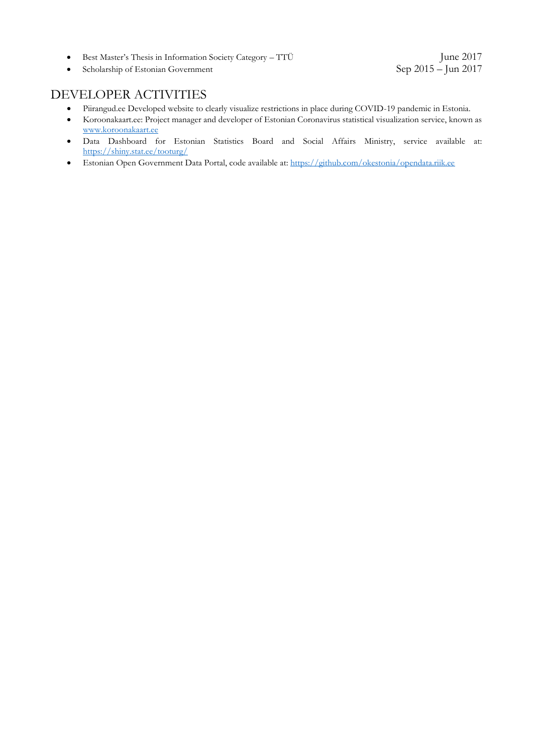- Best Master's Thesis in Information Society Category – TTÜ — June 2017
- Scholarship of Estonian Government — Sep 2015 – Jun 2017

# DEVELOPER ACTIVITIES

- Piirangud.ee Developed website to clearly visualize restrictions in place during COVID-19 pandemic in Estonia.
- Koroonakaart.ee: Project manager and developer of Estonian Coronavirus statistical visualization service, known as www.koroonakaart.ee
- Data Dashboard for Estonian Statistics Board and Social Affairs Ministry, service available at: https://shiny.stat.ee/tooturg/
- Estonian Open Government Data Portal, code available at: https://github.com/okestonia/opendata.riik.ee